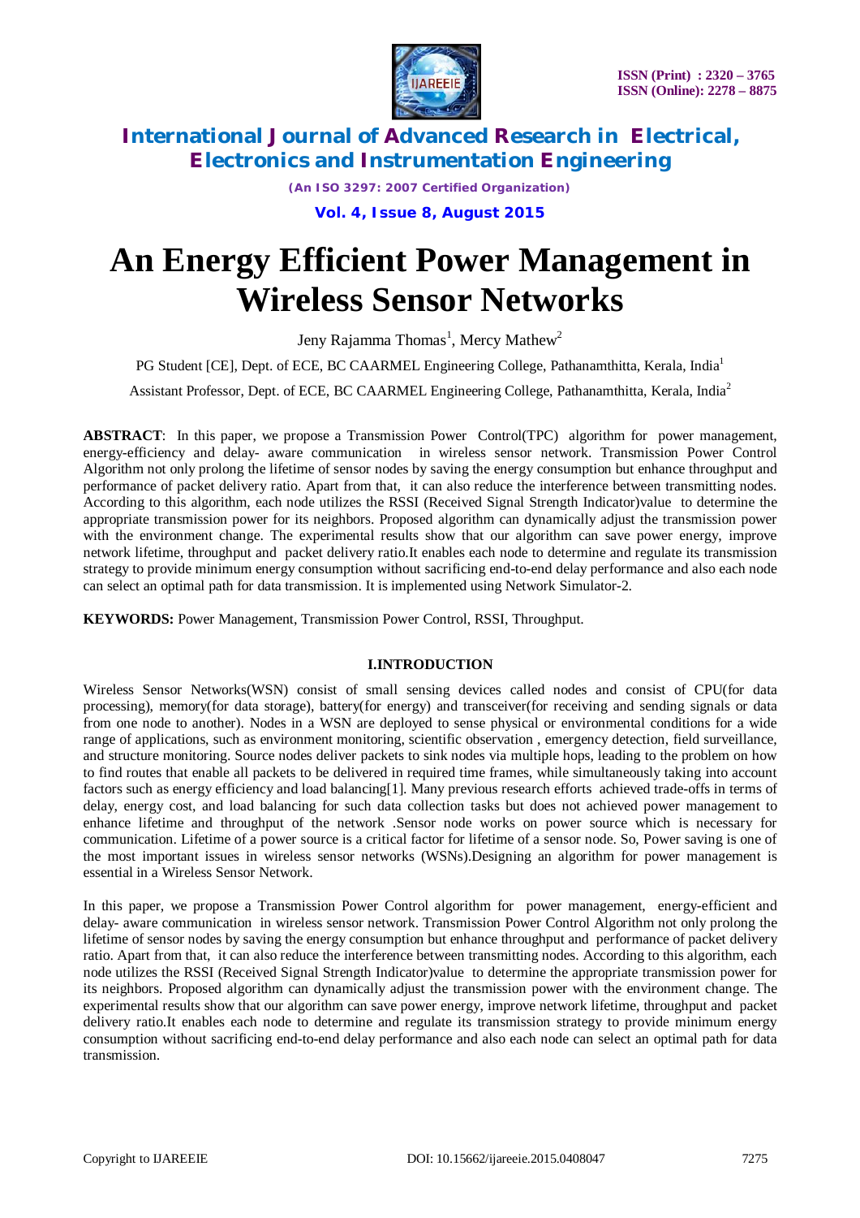# An Energy Efficient Power Management in Wireless Sensor Networks

Jeny Rajamma Thomas[1], Mercy Mathew[2]

PG Student [CE], Dept. of ECE, BC CAARMEL Engineering College, Pathanamthitta, Kerala, India[1]

Assistant Professor, Dept. of ECE, BC CAARMEL Engineering College, Pathanamthitta, Kerala, India[2]

**ABSTRACT**: In this paper, we propose a Transmission Power Control(TPC) algorithm for power management, energy-efficiency and delay- aware communication in wireless sensor network. Transmission Power Control Algorithm not only prolong the lifetime of sensor nodes by saving the energy consumption but enhance throughput and performance of packet delivery ratio. Apart from that, it can also reduce the interference between transmitting nodes. According to this algorithm, each node utilizes the RSSI (Received Signal Strength Indicator)value to determine the appropriate transmission power for its neighbors. Proposed algorithm can dynamically adjust the transmission power with the environment change. The experimental results show that our algorithm can save power energy, improve network lifetime, throughput and packet delivery ratio.It enables each node to determine and regulate its transmission strategy to provide minimum energy consumption without sacrificing end-to-end delay performance and also each node can select an optimal path for data transmission. It is implemented using Network Simulator-2.

**KEYWORDS:** Power Management, Transmission Power Control, RSSI, Throughput.

## I.INTRODUCTION

Wireless Sensor Networks(WSN) consist of small sensing devices called nodes and consist of CPU(for data processing), memory(for data storage), battery(for energy) and transceiver(for receiving and sending signals or data from one node to another). Nodes in a WSN are deployed to sense physical or environmental conditions for a wide range of applications, such as environment monitoring, scientific observation , emergency detection, field surveillance, and structure monitoring. Source nodes deliver packets to sink nodes via multiple hops, leading to the problem on how to find routes that enable all packets to be delivered in required time frames, while simultaneously taking into account factors such as energy efficiency and load balancing[1]. Many previous research efforts achieved trade-offs in terms of delay, energy cost, and load balancing for such data collection tasks but does not achieved power management to enhance lifetime and throughput of the network .Sensor node works on power source which is necessary for communication. Lifetime of a power source is a critical factor for lifetime of a sensor node. So, Power saving is one of the most important issues in wireless sensor networks (WSNs).Designing an algorithm for power management is essential in a Wireless Sensor Network.

In this paper, we propose a Transmission Power Control algorithm for power management, energy-efficient and delay- aware communication in wireless sensor network. Transmission Power Control Algorithm not only prolong the lifetime of sensor nodes by saving the energy consumption but enhance throughput and performance of packet delivery ratio. Apart from that, it can also reduce the interference between transmitting nodes. According to this algorithm, each node utilizes the RSSI (Received Signal Strength Indicator)value to determine the appropriate transmission power for its neighbors. Proposed algorithm can dynamically adjust the transmission power with the environment change. The experimental results show that our algorithm can save power energy, improve network lifetime, throughput and packet delivery ratio.It enables each node to determine and regulate its transmission strategy to provide minimum energy consumption without sacrificing end-to-end delay performance and also each node can select an optimal path for data transmission.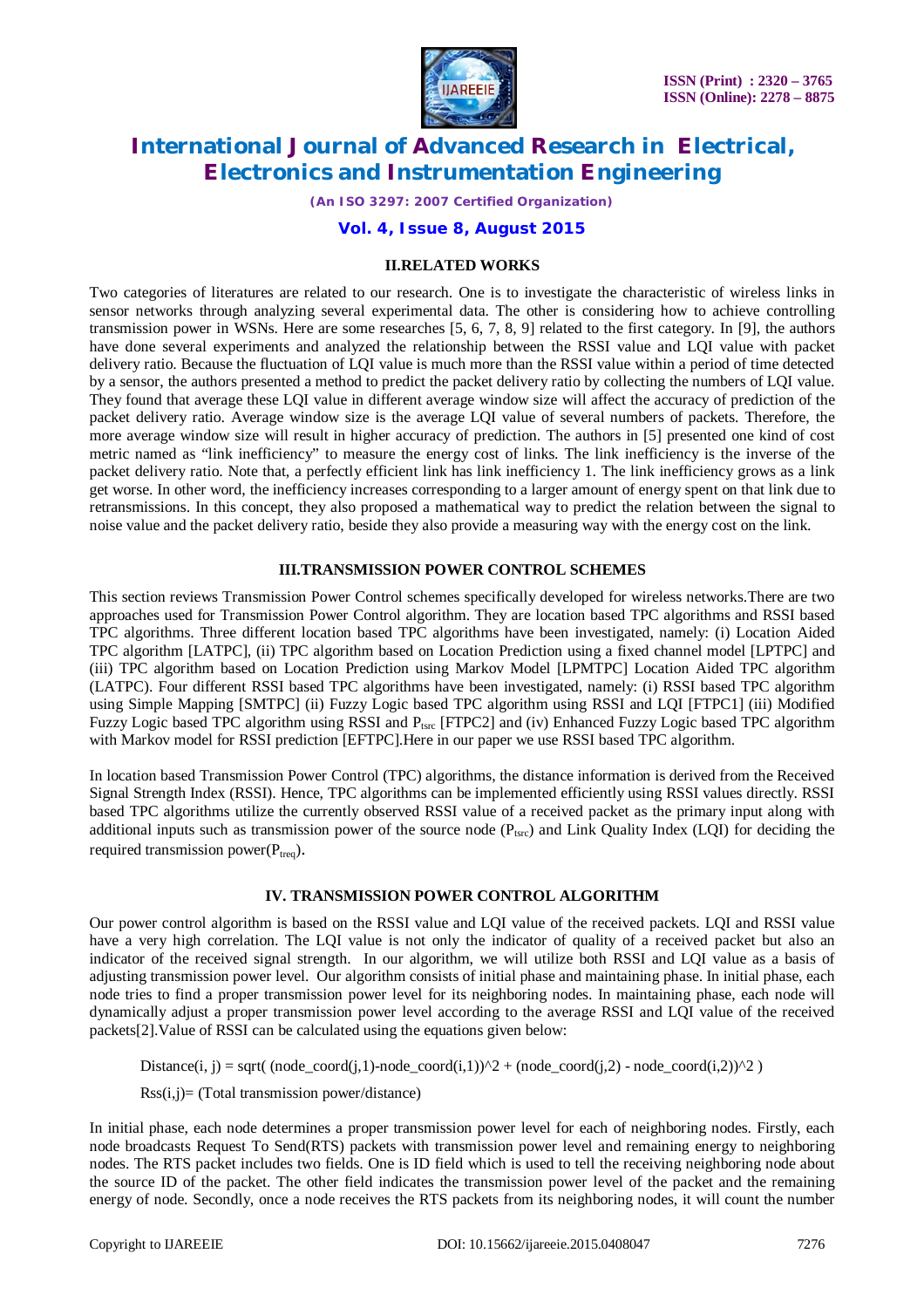## II.RELATED WORKS

Two categories of literatures are related to our research. One is to investigate the characteristic of wireless links in sensor networks through analyzing several experimental data. The other is considering how to achieve controlling transmission power in WSNs. Here are some researches [5, 6, 7, 8, 9] related to the first category. In [9], the authors have done several experiments and analyzed the relationship between the RSSI value and LQI value with packet delivery ratio. Because the fluctuation of LQI value is much more than the RSSI value within a period of time detected by a sensor, the authors presented a method to predict the packet delivery ratio by collecting the numbers of LQI value. They found that average these LQI value in different average window size will affect the accuracy of prediction of the packet delivery ratio. Average window size is the average LQI value of several numbers of packets. Therefore, the more average window size will result in higher accuracy of prediction. The authors in [5] presented one kind of cost metric named as "link inefficiency" to measure the energy cost of links. The link inefficiency is the inverse of the packet delivery ratio. Note that, a perfectly efficient link has link inefficiency 1. The link inefficiency grows as a link get worse. In other word, the inefficiency increases corresponding to a larger amount of energy spent on that link due to retransmissions. In this concept, they also proposed a mathematical way to predict the relation between the signal to noise value and the packet delivery ratio, beside they also provide a measuring way with the energy cost on the link.

## III.TRANSMISSION POWER CONTROL SCHEMES

This section reviews Transmission Power Control schemes specifically developed for wireless networks.There are two approaches used for Transmission Power Control algorithm. They are location based TPC algorithms and RSSI based TPC algorithms. Three different location based TPC algorithms have been investigated, namely: (i) Location Aided TPC algorithm [LATPC], (ii) TPC algorithm based on Location Prediction using a fixed channel model [LPTPC] and (iii) TPC algorithm based on Location Prediction using Markov Model [LPMTPC] Location Aided TPC algorithm (LATPC). Four different RSSI based TPC algorithms have been investigated, namely: (i) RSSI based TPC algorithm using Simple Mapping [SMTPC] (ii) Fuzzy Logic based TPC algorithm using RSSI and LQI [FTPC1] (iii) Modified Fuzzy Logic based TPC algorithm using RSSI and $P_{tsrc}$ [FTPC2] and (iv) Enhanced Fuzzy Logic based TPC algorithm with Markov model for RSSI prediction [EFTPC].Here in our paper we use RSSI based TPC algorithm.

In location based Transmission Power Control (TPC) algorithms, the distance information is derived from the Received Signal Strength Index (RSSI). Hence, TPC algorithms can be implemented efficiently using RSSI values directly. RSSI based TPC algorithms utilize the currently observed RSSI value of a received packet as the primary input along with additional inputs such as transmission power of the source node ($P_{tsrc}$) and Link Quality Index (LQI) for deciding the required transmission power($P_{treq}$).

## IV. TRANSMISSION POWER CONTROL ALGORITHM

Our power control algorithm is based on the RSSI value and LQI value of the received packets. LQI and RSSI value have a very high correlation. The LQI value is not only the indicator of quality of a received packet but also an indicator of the received signal strength. In our algorithm, we will utilize both RSSI and LQI value as a basis of adjusting transmission power level. Our algorithm consists of initial phase and maintaining phase. In initial phase, each node tries to find a proper transmission power level for its neighboring nodes. In maintaining phase, each node will dynamically adjust a proper transmission power level according to the average RSSI and LQI value of the received packets[2].Value of RSSI can be calculated using the equations given below:

Distance(i, j) = sqrt( (node_coord(j,1)-node_coord(i,1))^2 + (node_coord(j,2) - node_coord(i,2))^2 )

Rss(i,j)= (Total transmission power/distance)

In initial phase, each node determines a proper transmission power level for each of neighboring nodes. Firstly, each node broadcasts Request To Send(RTS) packets with transmission power level and remaining energy to neighboring nodes. The RTS packet includes two fields. One is ID field which is used to tell the receiving neighboring node about the source ID of the packet. The other field indicates the transmission power level of the packet and the remaining energy of node. Secondly, once a node receives the RTS packets from its neighboring nodes, it will count the number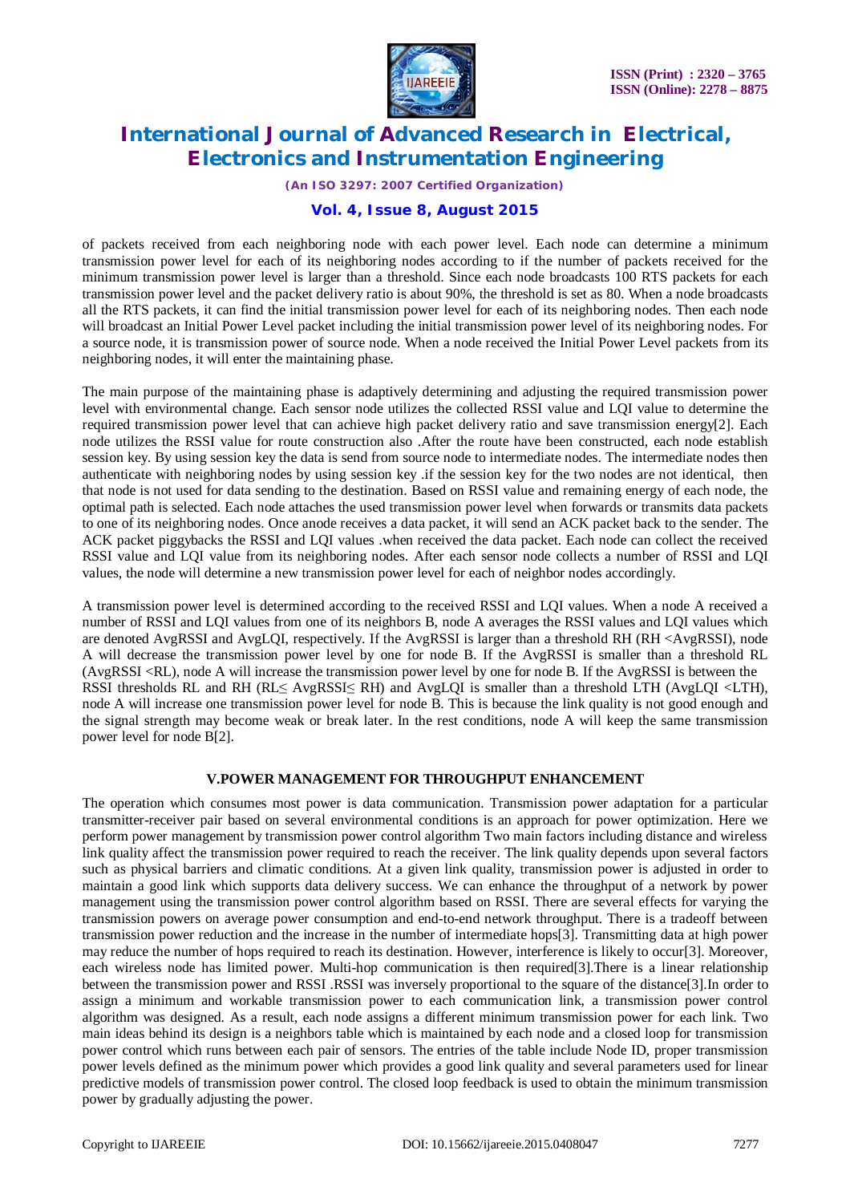of packets received from each neighboring node with each power level. Each node can determine a minimum transmission power level for each of its neighboring nodes according to if the number of packets received for the minimum transmission power level is larger than a threshold. Since each node broadcasts 100 RTS packets for each transmission power level and the packet delivery ratio is about 90%, the threshold is set as 80. When a node broadcasts all the RTS packets, it can find the initial transmission power level for each of its neighboring nodes. Then each node will broadcast an Initial Power Level packet including the initial transmission power level of its neighboring nodes. For a source node, it is transmission power of source node. When a node received the Initial Power Level packets from its neighboring nodes, it will enter the maintaining phase.

The main purpose of the maintaining phase is adaptively determining and adjusting the required transmission power level with environmental change. Each sensor node utilizes the collected RSSI value and LQI value to determine the required transmission power level that can achieve high packet delivery ratio and save transmission energy[2]. Each node utilizes the RSSI value for route construction also .After the route have been constructed, each node establish session key. By using session key the data is send from source node to intermediate nodes. The intermediate nodes then authenticate with neighboring nodes by using session key .if the session key for the two nodes are not identical, then that node is not used for data sending to the destination. Based on RSSI value and remaining energy of each node, the optimal path is selected. Each node attaches the used transmission power level when forwards or transmits data packets to one of its neighboring nodes. Once anode receives a data packet, it will send an ACK packet back to the sender. The ACK packet piggybacks the RSSI and LQI values .when received the data packet. Each node can collect the received RSSI value and LQI value from its neighboring nodes. After each sensor node collects a number of RSSI and LQI values, the node will determine a new transmission power level for each of neighbor nodes accordingly.

A transmission power level is determined according to the received RSSI and LQI values. When a node A received a number of RSSI and LQI values from one of its neighbors B, node A averages the RSSI values and LQI values which are denoted AvgRSSI and AvgLQI, respectively. If the AvgRSSI is larger than a threshold RH (RH <AvgRSSI), node A will decrease the transmission power level by one for node B. If the AvgRSSI is smaller than a threshold RL (AvgRSSI <RL), node A will increase the transmission power level by one for node B. If the AvgRSSI is between the RSSI thresholds RL and RH (RL≤ AvgRSSI≤ RH) and AvgLQI is smaller than a threshold LTH (AvgLQI <LTH), node A will increase one transmission power level for node B. This is because the link quality is not good enough and the signal strength may become weak or break later. In the rest conditions, node A will keep the same transmission power level for node B[2].

## V.POWER MANAGEMENT FOR THROUGHPUT ENHANCEMENT

The operation which consumes most power is data communication. Transmission power adaptation for a particular transmitter-receiver pair based on several environmental conditions is an approach for power optimization. Here we perform power management by transmission power control algorithm Two main factors including distance and wireless link quality affect the transmission power required to reach the receiver. The link quality depends upon several factors such as physical barriers and climatic conditions. At a given link quality, transmission power is adjusted in order to maintain a good link which supports data delivery success. We can enhance the throughput of a network by power management using the transmission power control algorithm based on RSSI. There are several effects for varying the transmission powers on average power consumption and end-to-end network throughput. There is a tradeoff between transmission power reduction and the increase in the number of intermediate hops[3]. Transmitting data at high power may reduce the number of hops required to reach its destination. However, interference is likely to occur[3]. Moreover, each wireless node has limited power. Multi-hop communication is then required[3].There is a linear relationship between the transmission power and RSSI .RSSI was inversely proportional to the square of the distance[3].In order to assign a minimum and workable transmission power to each communication link, a transmission power control algorithm was designed. As a result, each node assigns a different minimum transmission power for each link. Two main ideas behind its design is a neighbors table which is maintained by each node and a closed loop for transmission power control which runs between each pair of sensors. The entries of the table include Node ID, proper transmission power levels defined as the minimum power which provides a good link quality and several parameters used for linear predictive models of transmission power control. The closed loop feedback is used to obtain the minimum transmission power by gradually adjusting the power.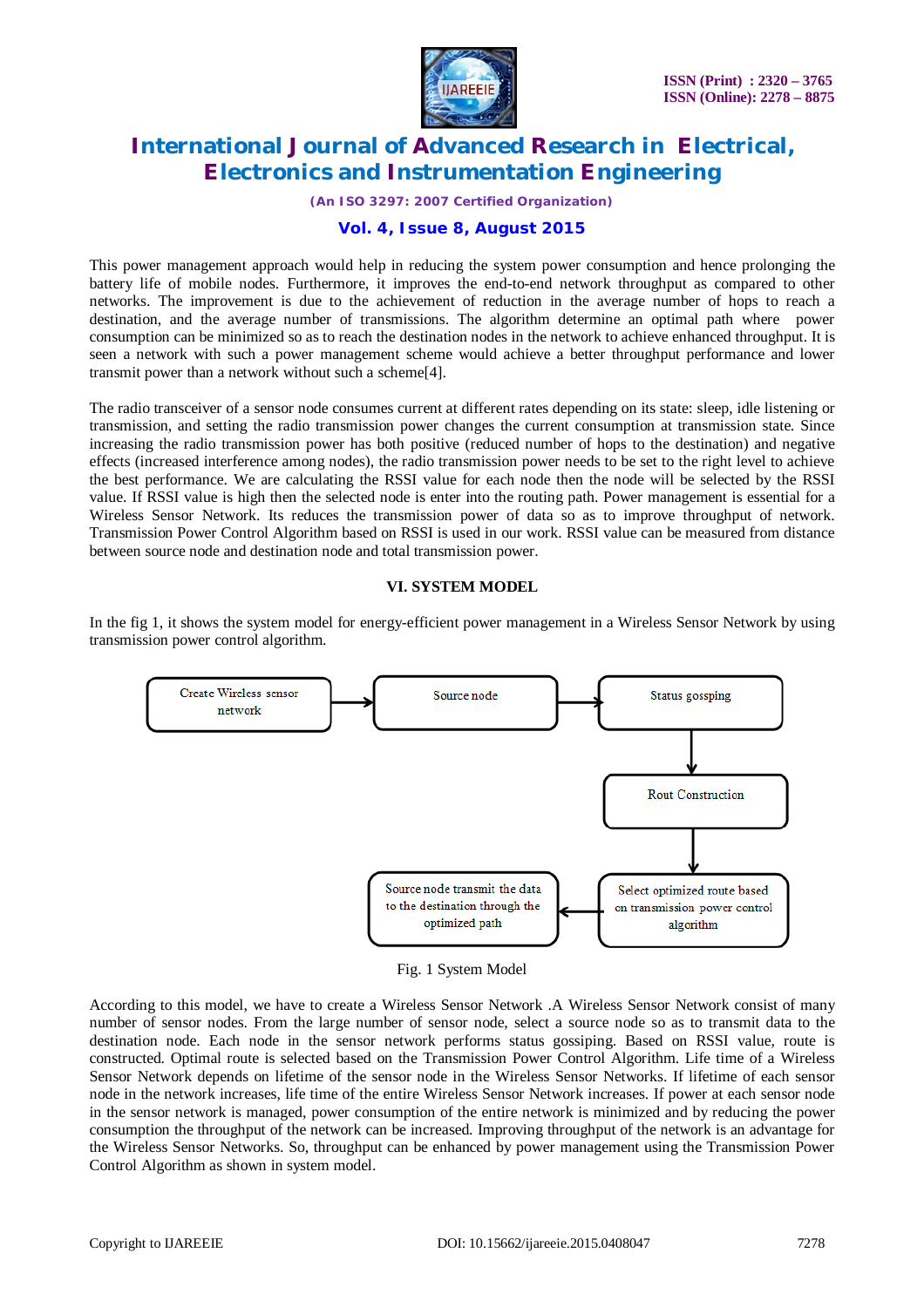This power management approach would help in reducing the system power consumption and hence prolonging the battery life of mobile nodes. Furthermore, it improves the end-to-end network throughput as compared to other networks. The improvement is due to the achievement of reduction in the average number of hops to reach a destination, and the average number of transmissions. The algorithm determine an optimal path where power consumption can be minimized so as to reach the destination nodes in the network to achieve enhanced throughput. It is seen a network with such a power management scheme would achieve a better throughput performance and lower transmit power than a network without such a scheme[4].

The radio transceiver of a sensor node consumes current at different rates depending on its state: sleep, idle listening or transmission, and setting the radio transmission power changes the current consumption at transmission state. Since increasing the radio transmission power has both positive (reduced number of hops to the destination) and negative effects (increased interference among nodes), the radio transmission power needs to be set to the right level to achieve the best performance. We are calculating the RSSI value for each node then the node will be selected by the RSSI value. If RSSI value is high then the selected node is enter into the routing path. Power management is essential for a Wireless Sensor Network. Its reduces the transmission power of data so as to improve throughput of network. Transmission Power Control Algorithm based on RSSI is used in our work. RSSI value can be measured from distance between source node and destination node and total transmission power.

## VI. SYSTEM MODEL

In the fig 1, it shows the system model for energy-efficient power management in a Wireless Sensor Network by using transmission power control algorithm.

Create Wireless sensor network → Source node → Status gossping → Rout Construction → Select optimized route based on transmission power control algorithm → Source node transmit the data to the destination through the optimized path

Fig. 1 System Model

According to this model, we have to create a Wireless Sensor Network .A Wireless Sensor Network consist of many number of sensor nodes. From the large number of sensor node, select a source node so as to transmit data to the destination node. Each node in the sensor network performs status gossiping. Based on RSSI value, route is constructed. Optimal route is selected based on the Transmission Power Control Algorithm. Life time of a Wireless Sensor Network depends on lifetime of the sensor node in the Wireless Sensor Networks. If lifetime of each sensor node in the network increases, life time of the entire Wireless Sensor Network increases. If power at each sensor node in the sensor network is managed, power consumption of the entire network is minimized and by reducing the power consumption the throughput of the network can be increased. Improving throughput of the network is an advantage for the Wireless Sensor Networks. So, throughput can be enhanced by power management using the Transmission Power Control Algorithm as shown in system model.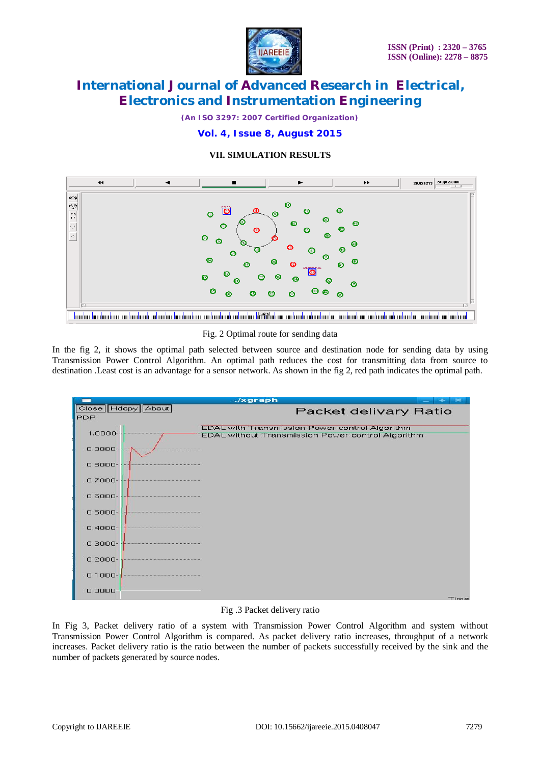## VII. SIMULATION RESULTS

Fig. 2 Optimal route for sending data

In the fig 2, it shows the optimal path selected between source and destination node for sending data by using Transmission Power Control Algorithm. An optimal path reduces the cost for transmitting data from source to destination .Least cost is an advantage for a sensor network. As shown in the fig 2, red path indicates the optimal path.

Fig .3 Packet delivery ratio

In Fig 3, Packet delivery ratio of a system with Transmission Power Control Algorithm and system without Transmission Power Control Algorithm is compared. As packet delivery ratio increases, throughput of a network increases. Packet delivery ratio is the ratio between the number of packets successfully received by the sink and the number of packets generated by source nodes.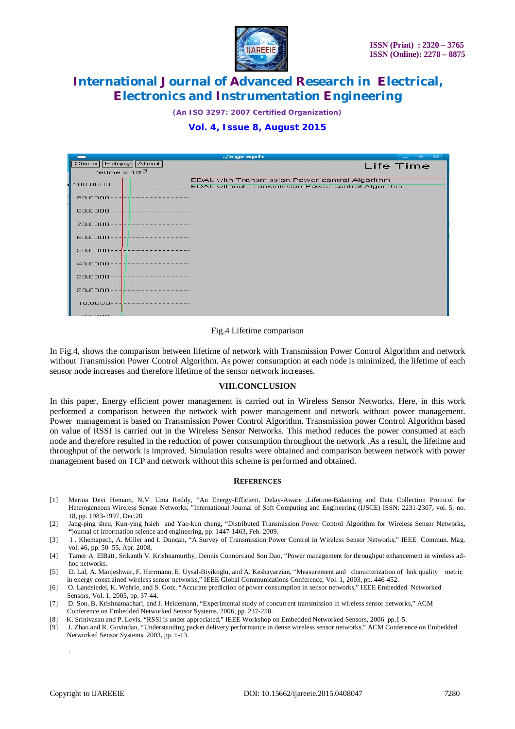./xgraph

Close Hdcpy About

Life Time

lifetime x $10^3$

EDAL with Transmission Power control Algorithm

EDAL without Transmission Power control Algorithm

100.0000

90.0000

80.0000

70.0000

60.0000

50.0000

40.0000

30.0000

20.0000

10.0000

Fig.4 Lifetime comparison

In Fig.4, shows the comparison between lifetime of network with Transmission Power Control Algorithm and network without Transmission Power Control Algorithm. As power consumption at each node is minimized, the lifetime of each sensor node increases and therefore lifetime of the sensor network increases.

## VIII.CONCLUSION

In this paper, Energy efficient power management is carried out in Wireless Sensor Networks. Here, in this work performed a comparison between the network with power management and network without power management. Power management is based on Transmission Power Control Algorithm. Transmission power Control Algorithm based on value of RSSI is carried out in the Wireless Sensor Networks. This method reduces the power consumed at each node and therefore resulted in the reduction of power consumption throughout the network .As a result, the lifetime and throughput of the network is improved. Simulation results were obtained and comparison between network with power management based on TCP and network without this scheme is performed and obtained.

## REFERENCES

[1] Merina Devi Hemam, N.V. Uma Reddy, "An Energy-Efficient, Delay-Aware ,Lifetime-Balancing and Data Collection Protocol for Heterogeneous Wireless Sensor Networks, "International Journal of Soft Computing and Engineering (IJSCE) ISSN: 2231-2307, vol. 5, no. 18, pp. 1983-1997, Dec.20

[2] Jang-ping sheu, Kun-ying hsieh and Yao-kun cheng, "Distributed Transmission Power Control Algorithm for Wireless Sensor Networks, "journal of information science and engineering, pp. 1447-1463, Feb. 2009.

[3] I . Khemapech, A. Miller and I. Duncan, "A Survey of Transmission Power Control in Wireless Sensor Networks," IEEE Commun. Mag. vol. 46, pp. 50–55, Apr. 2008.

[4] Tamer A. ElBatt, Srikanth V. Krishnamurthy, Dennis Connors and Son Dao, "Power management for throughput enhancement in wireless ad-hoc networks.

[5] D. Lal, A. Manjeshwar, F. Herrmann, E. Uysal-Biyikoglu, and A. Keshavarzian, "Measurement and characterization of link quality metric in energy constrained wireless sensor networks," IEEE Global Communications Conference, Vol. 1, 2003, pp. 446-452.

[6] O. Landsiedel, K. Wehrle, and S. Gotz, "Accurate prediction of power consumption in sensor networks," IEEE Embedded Networked Sensors, Vol. 1, 2005, pp. 37-44.

[7] D. Son, B. Krishnamachari, and J. Heidemann, "Experimental study of concurrent transmission in wireless sensor networks," ACM Conference on Embedded Networked Sensor Systems, 2006, pp. 237-250.

[8] K. Srinivasan and P. Levis, "RSSI is under appreciated," IEEE Workshop on Embedded Networked Sensors, 2006 pp.1-5.

[9] J. Zhao and R. Govindan, "Understanding packet delivery performance in dense wireless sensor networks," ACM Conference on Embedded Networked Sensor Systems, 2003, pp. 1-13.